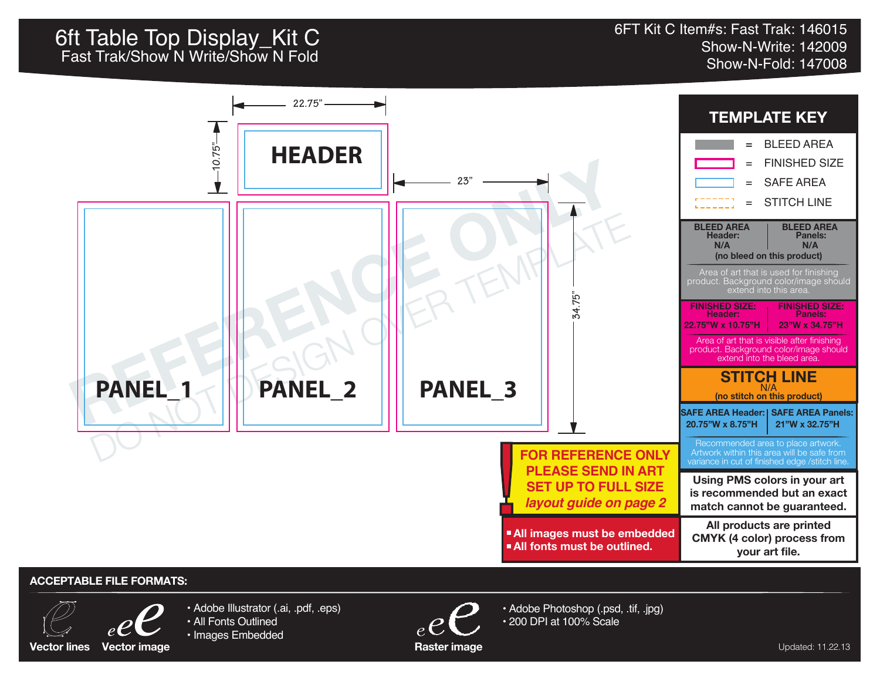# 6ft Table Top Display_Kit C

Fast Trak/Show N Write/Show N Fold

6FT Kit C Item#s: Fast Trak: 146015
Show-N-Write: 142009
Show-N-Fold: 147008

22.75"

10.75"

**HEADER**

23"

34.75"

**PANEL_1** **PANEL_2** **PANEL_3**

REFERENCE ONLY
DO NOT DESIGN OVER TEMPLATE

## TEMPLATE KEY

- = BLEED AREA
- = FINISHED SIZE
- = SAFE AREA
- = STITCH LINE

| BLEED AREA Header: | BLEED AREA Panels: |
| --- | --- |
| N/A | N/A |

**(no bleed on this product)**

Area of art that is used for finishing product. Background color/image should extend into this area.

| FINISHED SIZE: Header: | FINISHED SIZE: Panels: |
| --- | --- |
| 22.75"W x 10.75"H | 23"W x 34.75"H |

Area of art that is visible after finishing product. Background color/image should extend into the bleed area.

**STITCH LINE**
N/A
**(no stitch on this product)**

| SAFE AREA Header: | SAFE AREA Panels: |
| --- | --- |
| 20.75"W x 8.75"H | 21"W x 32.75"H |

Recommended area to place artwork. Artwork within this area will be safe from variance in cut of finished edge /stitch line.

**Using PMS colors in your art is recommended but an exact match cannot be guaranteed.**

**All products are printed CMYK (4 color) process from your art file.**

**FOR REFERENCE ONLY**
**PLEASE SEND IN ART**
**SET UP TO FULL SIZE**
***layout guide on page 2***

- **All images must be embedded**
- **All fonts must be outlined.**

**ACCEPTABLE FILE FORMATS:**

**Vector lines** **Vector image**

- Adobe Illustrator (.ai, .pdf, .eps)
- All Fonts Outlined
- Images Embedded

**Raster image**

- Adobe Photoshop (.psd, .tif, .jpg)
- 200 DPI at 100% Scale

Updated: 11.22.13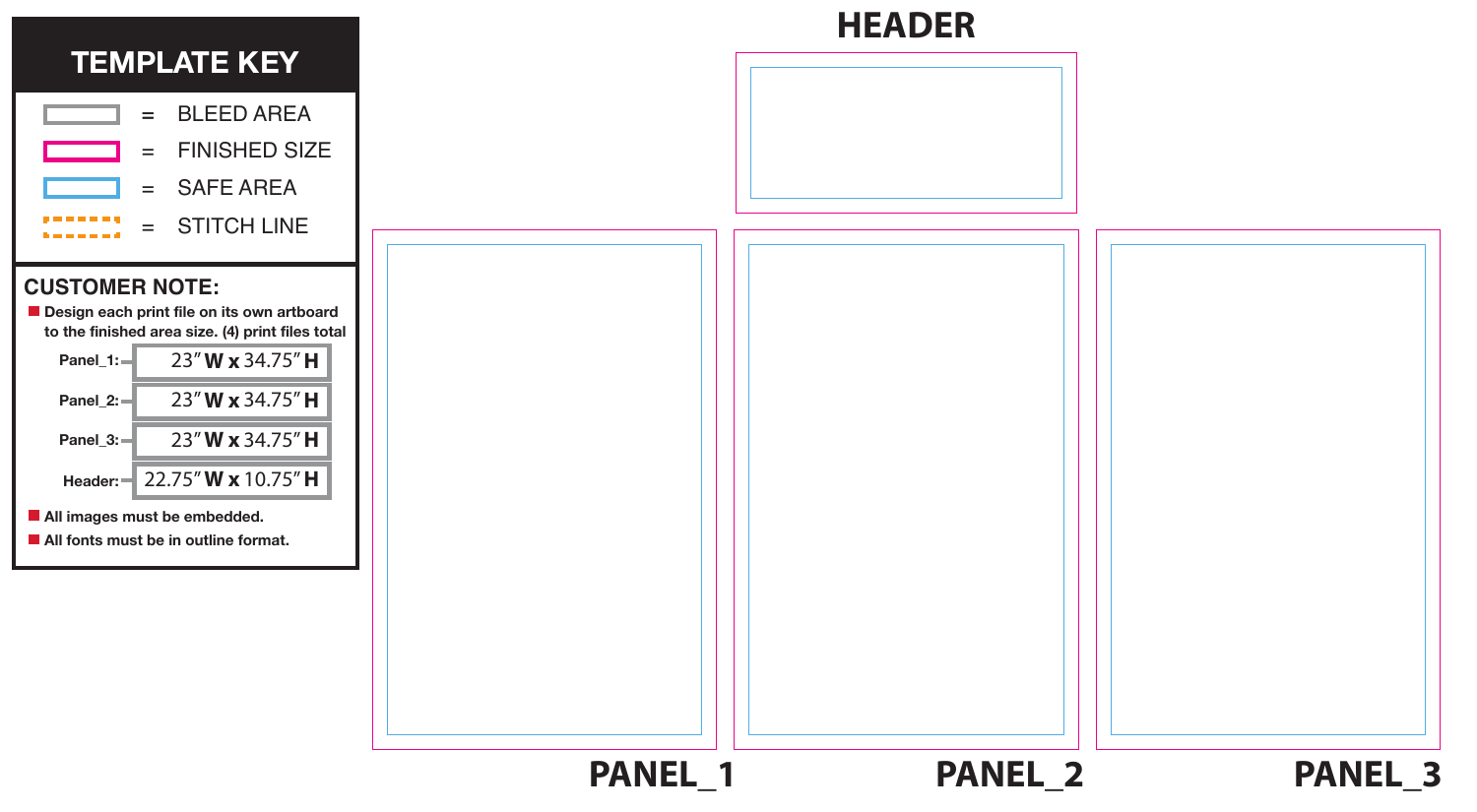## TEMPLATE KEY

= BLEED AREA

= FINISHED SIZE

= SAFE AREA

= STITCH LINE

**CUSTOMER NOTE:**

- Design each print file on its own artboard to the finished area size. (4) print files total

| | |
|---|---|
| Panel_1: | 23″ W x 34.75″ H |
| Panel_2: | 23″ W x 34.75″ H |
| Panel_3: | 23″ W x 34.75″ H |
| Header: | 22.75″ W x 10.75″ H |

- All images must be embedded.
- All fonts must be in outline format.

**HEADER**

**PANEL_1**

**PANEL_2**

**PANEL_3**